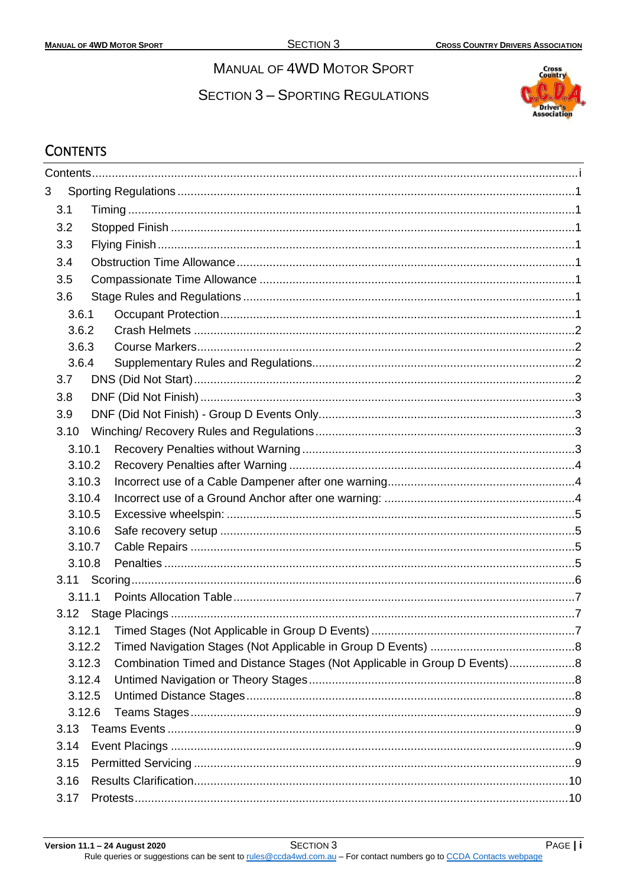Manual of 4WD Motor Sport

Section 3 – Sporting Regulations

## Contents

- Contents .......... i
- 3 Sporting Regulations .......... 1
  - 3.1 Timing .......... 1
  - 3.2 Stopped Finish .......... 1
  - 3.3 Flying Finish .......... 1
  - 3.4 Obstruction Time Allowance .......... 1
  - 3.5 Compassionate Time Allowance .......... 1
  - 3.6 Stage Rules and Regulations .......... 1
    - 3.6.1 Occupant Protection .......... 1
    - 3.6.2 Crash Helmets .......... 2
    - 3.6.3 Course Markers .......... 2
    - 3.6.4 Supplementary Rules and Regulations .......... 2
  - 3.7 DNS (Did Not Start) .......... 2
  - 3.8 DNF (Did Not Finish) .......... 3
  - 3.9 DNF (Did Not Finish) - Group D Events Only .......... 3
  - 3.10 Winching/ Recovery Rules and Regulations .......... 3
    - 3.10.1 Recovery Penalties without Warning .......... 3
    - 3.10.2 Recovery Penalties after Warning .......... 4
    - 3.10.3 Incorrect use of a Cable Dampener after one warning .......... 4
    - 3.10.4 Incorrect use of a Ground Anchor after one warning: .......... 4
    - 3.10.5 Excessive wheelspin: .......... 5
    - 3.10.6 Safe recovery setup .......... 5
    - 3.10.7 Cable Repairs .......... 5
    - 3.10.8 Penalties .......... 5
  - 3.11 Scoring .......... 6
    - 3.11.1 Points Allocation Table .......... 7
  - 3.12 Stage Placings .......... 7
    - 3.12.1 Timed Stages (Not Applicable in Group D Events) .......... 7
    - 3.12.2 Timed Navigation Stages (Not Applicable in Group D Events) .......... 8
    - 3.12.3 Combination Timed and Distance Stages (Not Applicable in Group D Events) .......... 8
    - 3.12.4 Untimed Navigation or Theory Stages .......... 8
    - 3.12.5 Untimed Distance Stages .......... 8
    - 3.12.6 Teams Stages .......... 9
  - 3.13 Teams Events .......... 9
  - 3.14 Event Placings .......... 9
  - 3.15 Permitted Servicing .......... 9
  - 3.16 Results Clarification .......... 10
  - 3.17 Protests .......... 10

Version 11.1 – 24 August 2020

Rule queries or suggestions can be sent to rules@ccda4wd.com.au – For contact numbers go to CCDA Contacts webpage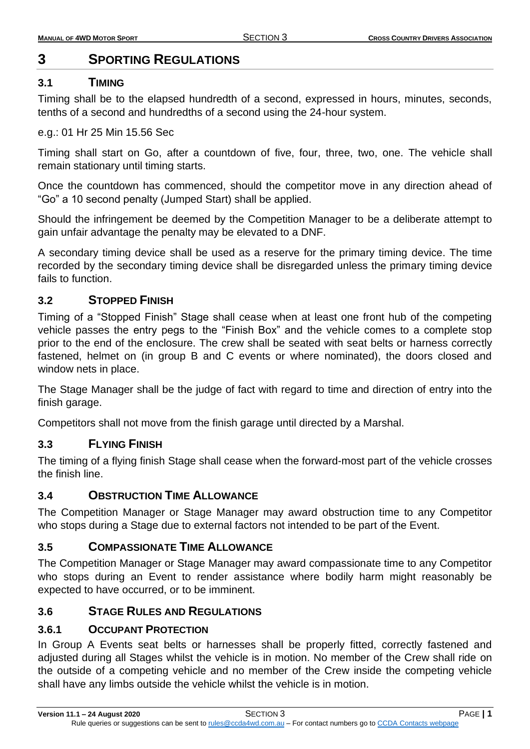# 3 SPORTING REGULATIONS

## 3.1 TIMING

Timing shall be to the elapsed hundredth of a second, expressed in hours, minutes, seconds, tenths of a second and hundredths of a second using the 24-hour system.

e.g.: 01 Hr 25 Min 15.56 Sec

Timing shall start on Go, after a countdown of five, four, three, two, one. The vehicle shall remain stationary until timing starts.

Once the countdown has commenced, should the competitor move in any direction ahead of "Go" a 10 second penalty (Jumped Start) shall be applied.

Should the infringement be deemed by the Competition Manager to be a deliberate attempt to gain unfair advantage the penalty may be elevated to a DNF.

A secondary timing device shall be used as a reserve for the primary timing device. The time recorded by the secondary timing device shall be disregarded unless the primary timing device fails to function.

## 3.2 STOPPED FINISH

Timing of a "Stopped Finish" Stage shall cease when at least one front hub of the competing vehicle passes the entry pegs to the "Finish Box" and the vehicle comes to a complete stop prior to the end of the enclosure. The crew shall be seated with seat belts or harness correctly fastened, helmet on (in group B and C events or where nominated), the doors closed and window nets in place.

The Stage Manager shall be the judge of fact with regard to time and direction of entry into the finish garage.

Competitors shall not move from the finish garage until directed by a Marshal.

## 3.3 FLYING FINISH

The timing of a flying finish Stage shall cease when the forward-most part of the vehicle crosses the finish line.

## 3.4 OBSTRUCTION TIME ALLOWANCE

The Competition Manager or Stage Manager may award obstruction time to any Competitor who stops during a Stage due to external factors not intended to be part of the Event.

## 3.5 COMPASSIONATE TIME ALLOWANCE

The Competition Manager or Stage Manager may award compassionate time to any Competitor who stops during an Event to render assistance where bodily harm might reasonably be expected to have occurred, or to be imminent.

## 3.6 STAGE RULES AND REGULATIONS

### 3.6.1 OCCUPANT PROTECTION

In Group A Events seat belts or harnesses shall be properly fitted, correctly fastened and adjusted during all Stages whilst the vehicle is in motion. No member of the Crew shall ride on the outside of a competing vehicle and no member of the Crew inside the competing vehicle shall have any limbs outside the vehicle whilst the vehicle is in motion.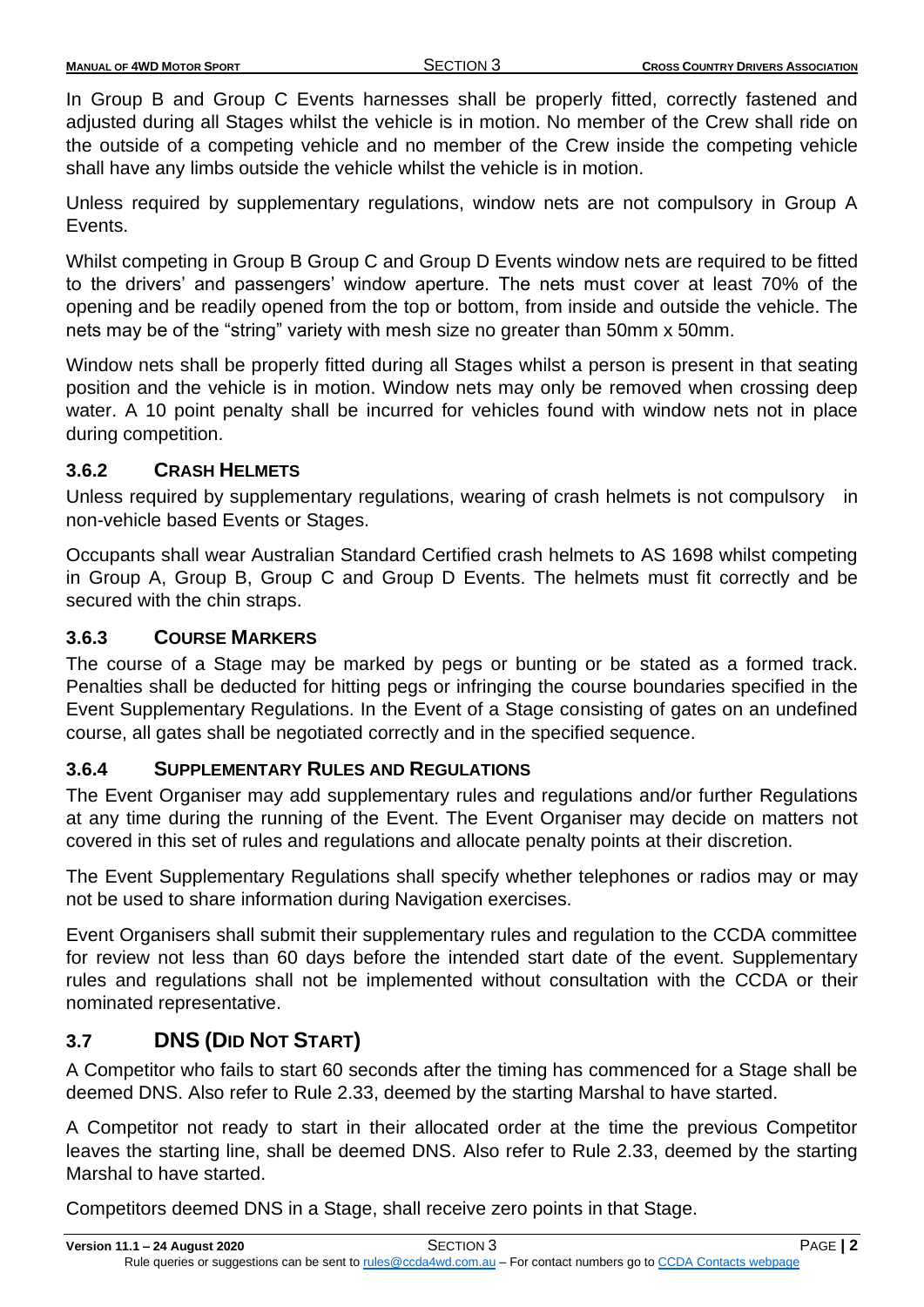In Group B and Group C Events harnesses shall be properly fitted, correctly fastened and adjusted during all Stages whilst the vehicle is in motion. No member of the Crew shall ride on the outside of a competing vehicle and no member of the Crew inside the competing vehicle shall have any limbs outside the vehicle whilst the vehicle is in motion.

Unless required by supplementary regulations, window nets are not compulsory in Group A Events.

Whilst competing in Group B Group C and Group D Events window nets are required to be fitted to the drivers' and passengers' window aperture. The nets must cover at least 70% of the opening and be readily opened from the top or bottom, from inside and outside the vehicle. The nets may be of the "string" variety with mesh size no greater than 50mm x 50mm.

Window nets shall be properly fitted during all Stages whilst a person is present in that seating position and the vehicle is in motion. Window nets may only be removed when crossing deep water. A 10 point penalty shall be incurred for vehicles found with window nets not in place during competition.

### 3.6.2 CRASH HELMETS

Unless required by supplementary regulations, wearing of crash helmets is not compulsory in non-vehicle based Events or Stages.

Occupants shall wear Australian Standard Certified crash helmets to AS 1698 whilst competing in Group A, Group B, Group C and Group D Events. The helmets must fit correctly and be secured with the chin straps.

### 3.6.3 COURSE MARKERS

The course of a Stage may be marked by pegs or bunting or be stated as a formed track. Penalties shall be deducted for hitting pegs or infringing the course boundaries specified in the Event Supplementary Regulations. In the Event of a Stage consisting of gates on an undefined course, all gates shall be negotiated correctly and in the specified sequence.

### 3.6.4 SUPPLEMENTARY RULES AND REGULATIONS

The Event Organiser may add supplementary rules and regulations and/or further Regulations at any time during the running of the Event. The Event Organiser may decide on matters not covered in this set of rules and regulations and allocate penalty points at their discretion.

The Event Supplementary Regulations shall specify whether telephones or radios may or may not be used to share information during Navigation exercises.

Event Organisers shall submit their supplementary rules and regulation to the CCDA committee for review not less than 60 days before the intended start date of the event. Supplementary rules and regulations shall not be implemented without consultation with the CCDA or their nominated representative.

## 3.7 DNS (DID NOT START)

A Competitor who fails to start 60 seconds after the timing has commenced for a Stage shall be deemed DNS. Also refer to Rule 2.33, deemed by the starting Marshal to have started.

A Competitor not ready to start in their allocated order at the time the previous Competitor leaves the starting line, shall be deemed DNS. Also refer to Rule 2.33, deemed by the starting Marshal to have started.

Competitors deemed DNS in a Stage, shall receive zero points in that Stage.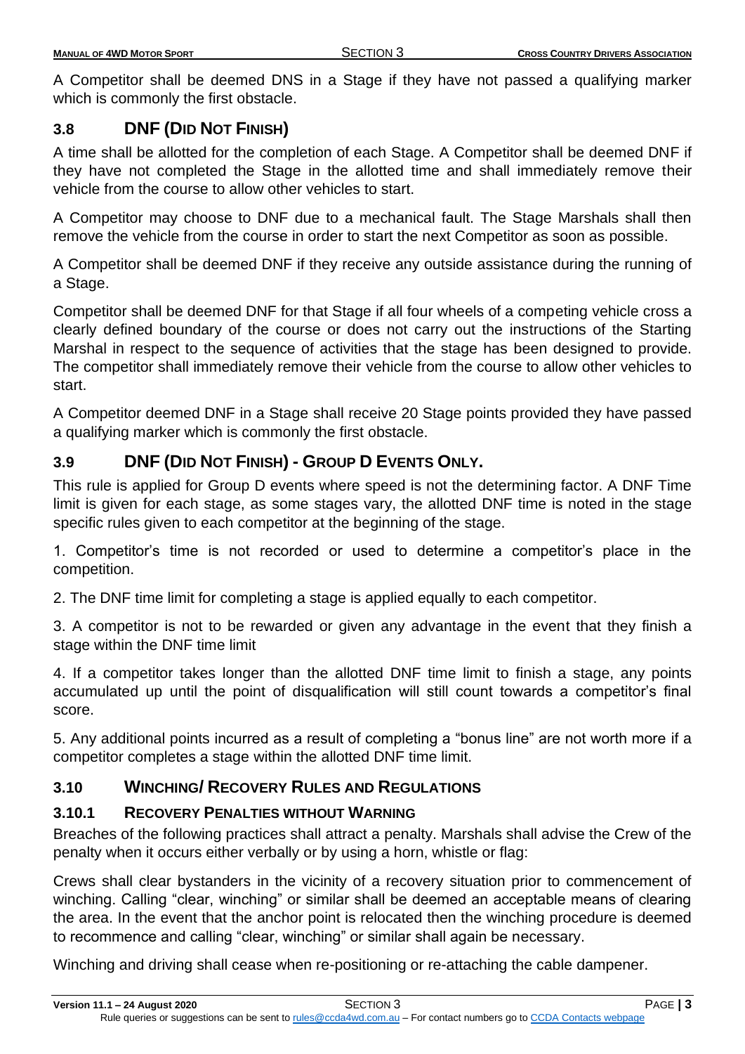A Competitor shall be deemed DNS in a Stage if they have not passed a qualifying marker which is commonly the first obstacle.

## 3.8 DNF (DID NOT FINISH)

A time shall be allotted for the completion of each Stage. A Competitor shall be deemed DNF if they have not completed the Stage in the allotted time and shall immediately remove their vehicle from the course to allow other vehicles to start.

A Competitor may choose to DNF due to a mechanical fault. The Stage Marshals shall then remove the vehicle from the course in order to start the next Competitor as soon as possible.

A Competitor shall be deemed DNF if they receive any outside assistance during the running of a Stage.

Competitor shall be deemed DNF for that Stage if all four wheels of a competing vehicle cross a clearly defined boundary of the course or does not carry out the instructions of the Starting Marshal in respect to the sequence of activities that the stage has been designed to provide. The competitor shall immediately remove their vehicle from the course to allow other vehicles to start.

A Competitor deemed DNF in a Stage shall receive 20 Stage points provided they have passed a qualifying marker which is commonly the first obstacle.

## 3.9 DNF (DID NOT FINISH) - GROUP D EVENTS ONLY.

This rule is applied for Group D events where speed is not the determining factor. A DNF Time limit is given for each stage, as some stages vary, the allotted DNF time is noted in the stage specific rules given to each competitor at the beginning of the stage.

1. Competitor's time is not recorded or used to determine a competitor's place in the competition.

2. The DNF time limit for completing a stage is applied equally to each competitor.

3. A competitor is not to be rewarded or given any advantage in the event that they finish a stage within the DNF time limit

4. If a competitor takes longer than the allotted DNF time limit to finish a stage, any points accumulated up until the point of disqualification will still count towards a competitor's final score.

5. Any additional points incurred as a result of completing a "bonus line" are not worth more if a competitor completes a stage within the allotted DNF time limit.

## 3.10 WINCHING/ RECOVERY RULES AND REGULATIONS

### 3.10.1 RECOVERY PENALTIES WITHOUT WARNING

Breaches of the following practices shall attract a penalty. Marshals shall advise the Crew of the penalty when it occurs either verbally or by using a horn, whistle or flag:

Crews shall clear bystanders in the vicinity of a recovery situation prior to commencement of winching. Calling "clear, winching" or similar shall be deemed an acceptable means of clearing the area. In the event that the anchor point is relocated then the winching procedure is deemed to recommence and calling "clear, winching" or similar shall again be necessary.

Winching and driving shall cease when re-positioning or re-attaching the cable dampener.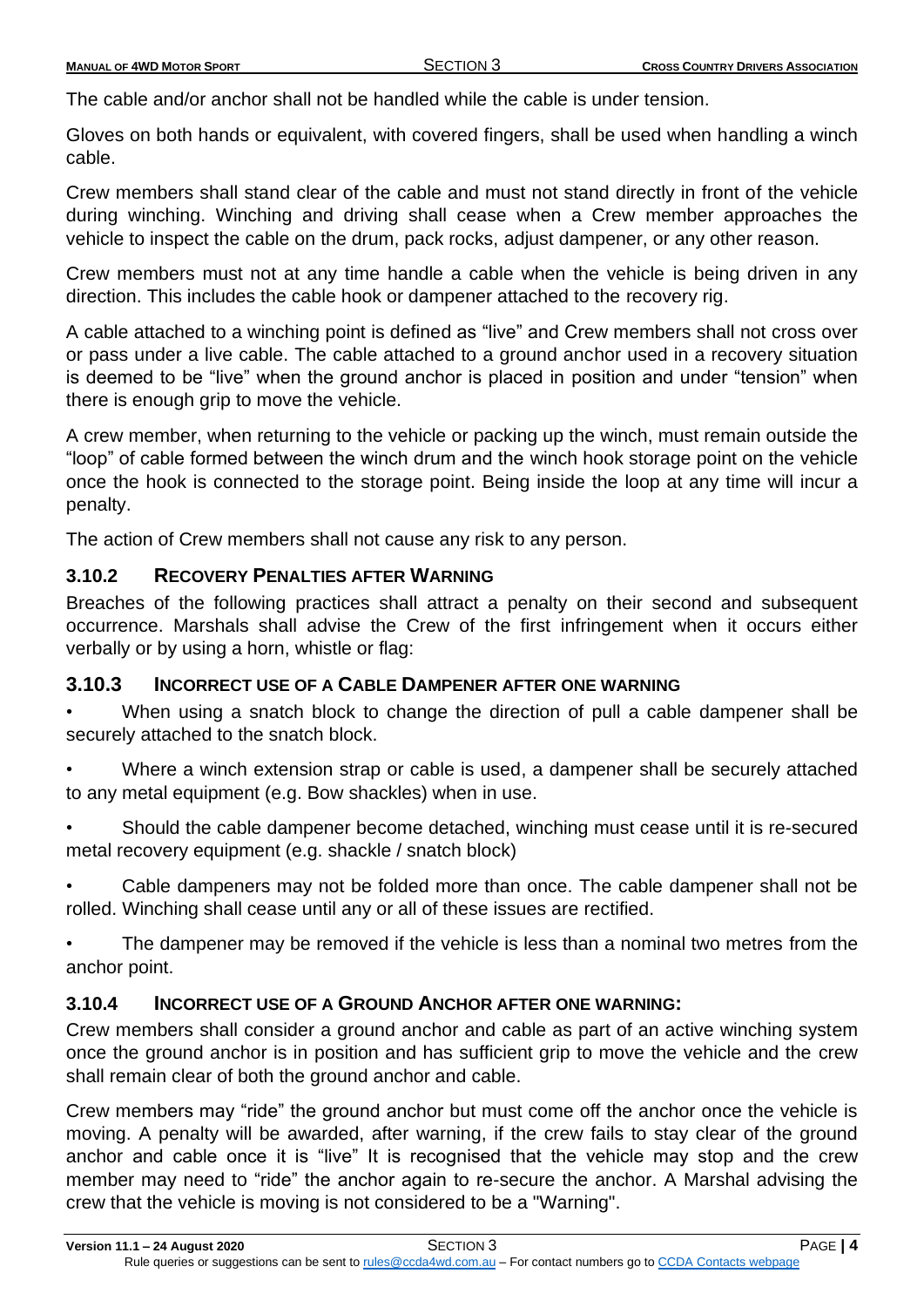The cable and/or anchor shall not be handled while the cable is under tension.

Gloves on both hands or equivalent, with covered fingers, shall be used when handling a winch cable.

Crew members shall stand clear of the cable and must not stand directly in front of the vehicle during winching. Winching and driving shall cease when a Crew member approaches the vehicle to inspect the cable on the drum, pack rocks, adjust dampener, or any other reason.

Crew members must not at any time handle a cable when the vehicle is being driven in any direction. This includes the cable hook or dampener attached to the recovery rig.

A cable attached to a winching point is defined as "live" and Crew members shall not cross over or pass under a live cable. The cable attached to a ground anchor used in a recovery situation is deemed to be "live" when the ground anchor is placed in position and under "tension" when there is enough grip to move the vehicle.

A crew member, when returning to the vehicle or packing up the winch, must remain outside the "loop" of cable formed between the winch drum and the winch hook storage point on the vehicle once the hook is connected to the storage point. Being inside the loop at any time will incur a penalty.

The action of Crew members shall not cause any risk to any person.

### 3.10.2 Recovery Penalties after Warning

Breaches of the following practices shall attract a penalty on their second and subsequent occurrence. Marshals shall advise the Crew of the first infringement when it occurs either verbally or by using a horn, whistle or flag:

### 3.10.3 Incorrect use of a Cable Dampener after one warning

- When using a snatch block to change the direction of pull a cable dampener shall be securely attached to the snatch block.
- Where a winch extension strap or cable is used, a dampener shall be securely attached to any metal equipment (e.g. Bow shackles) when in use.
- Should the cable dampener become detached, winching must cease until it is re-secured metal recovery equipment (e.g. shackle / snatch block)
- Cable dampeners may not be folded more than once. The cable dampener shall not be rolled. Winching shall cease until any or all of these issues are rectified.
- The dampener may be removed if the vehicle is less than a nominal two metres from the anchor point.

### 3.10.4 Incorrect use of a Ground Anchor after one warning:

Crew members shall consider a ground anchor and cable as part of an active winching system once the ground anchor is in position and has sufficient grip to move the vehicle and the crew shall remain clear of both the ground anchor and cable.

Crew members may "ride" the ground anchor but must come off the anchor once the vehicle is moving. A penalty will be awarded, after warning, if the crew fails to stay clear of the ground anchor and cable once it is "live" It is recognised that the vehicle may stop and the crew member may need to "ride" the anchor again to re-secure the anchor. A Marshal advising the crew that the vehicle is moving is not considered to be a "Warning".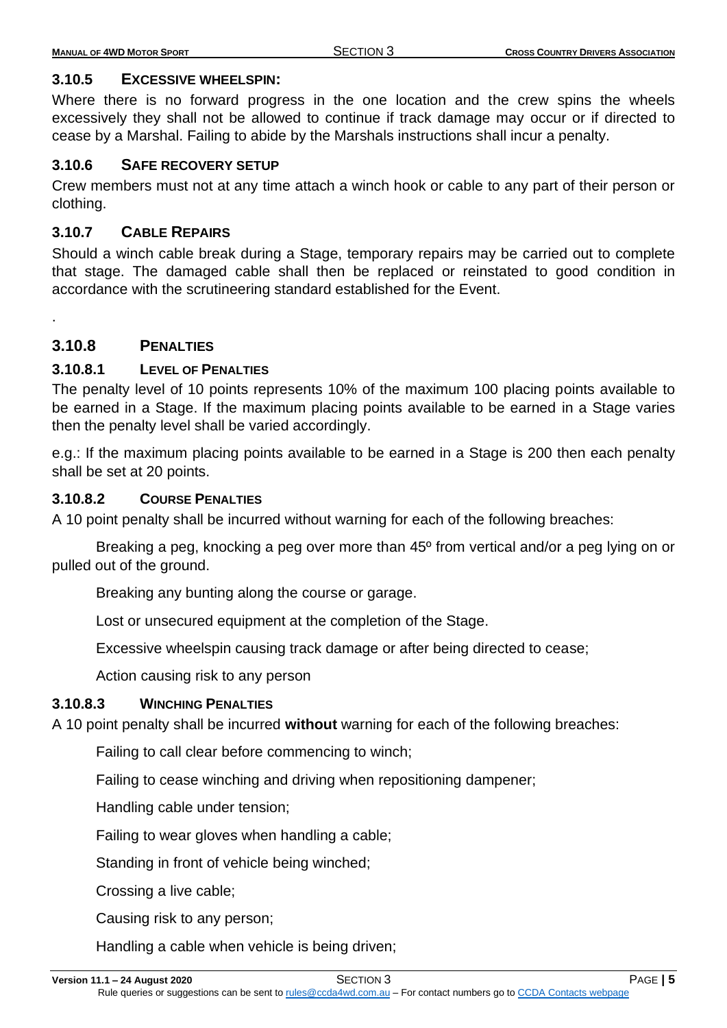### 3.10.5 EXCESSIVE WHEELSPIN:

Where there is no forward progress in the one location and the crew spins the wheels excessively they shall not be allowed to continue if track damage may occur or if directed to cease by a Marshal. Failing to abide by the Marshals instructions shall incur a penalty.

### 3.10.6 SAFE RECOVERY SETUP

Crew members must not at any time attach a winch hook or cable to any part of their person or clothing.

### 3.10.7 CABLE REPAIRS

Should a winch cable break during a Stage, temporary repairs may be carried out to complete that stage. The damaged cable shall then be replaced or reinstated to good condition in accordance with the scrutineering standard established for the Event.

.

### 3.10.8 PENALTIES

#### 3.10.8.1 LEVEL OF PENALTIES

The penalty level of 10 points represents 10% of the maximum 100 placing points available to be earned in a Stage. If the maximum placing points available to be earned in a Stage varies then the penalty level shall be varied accordingly.

e.g.: If the maximum placing points available to be earned in a Stage is 200 then each penalty shall be set at 20 points.

#### 3.10.8.2 COURSE PENALTIES

A 10 point penalty shall be incurred without warning for each of the following breaches:

Breaking a peg, knocking a peg over more than 45º from vertical and/or a peg lying on or pulled out of the ground.

Breaking any bunting along the course or garage.

Lost or unsecured equipment at the completion of the Stage.

Excessive wheelspin causing track damage or after being directed to cease;

Action causing risk to any person

#### 3.10.8.3 WINCHING PENALTIES

A 10 point penalty shall be incurred **without** warning for each of the following breaches:

Failing to call clear before commencing to winch;

Failing to cease winching and driving when repositioning dampener;

Handling cable under tension;

Failing to wear gloves when handling a cable;

Standing in front of vehicle being winched;

Crossing a live cable;

Causing risk to any person;

Handling a cable when vehicle is being driven;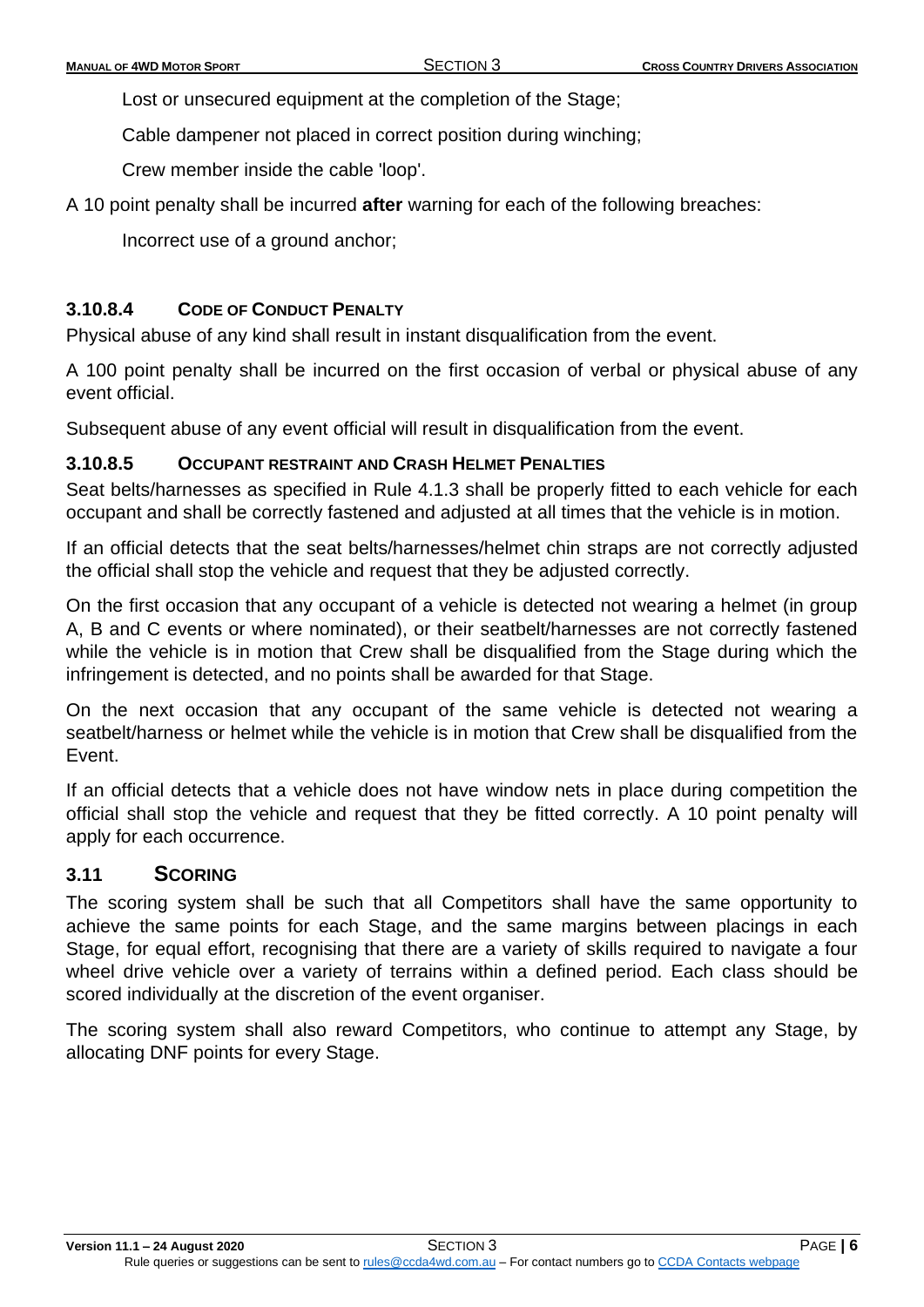Lost or unsecured equipment at the completion of the Stage;

Cable dampener not placed in correct position during winching;

Crew member inside the cable 'loop'.

A 10 point penalty shall be incurred **after** warning for each of the following breaches:

Incorrect use of a ground anchor;

### 3.10.8.4 CODE OF CONDUCT PENALTY

Physical abuse of any kind shall result in instant disqualification from the event.

A 100 point penalty shall be incurred on the first occasion of verbal or physical abuse of any event official.

Subsequent abuse of any event official will result in disqualification from the event.

### 3.10.8.5 OCCUPANT RESTRAINT AND CRASH HELMET PENALTIES

Seat belts/harnesses as specified in Rule 4.1.3 shall be properly fitted to each vehicle for each occupant and shall be correctly fastened and adjusted at all times that the vehicle is in motion.

If an official detects that the seat belts/harnesses/helmet chin straps are not correctly adjusted the official shall stop the vehicle and request that they be adjusted correctly.

On the first occasion that any occupant of a vehicle is detected not wearing a helmet (in group A, B and C events or where nominated), or their seatbelt/harnesses are not correctly fastened while the vehicle is in motion that Crew shall be disqualified from the Stage during which the infringement is detected, and no points shall be awarded for that Stage.

On the next occasion that any occupant of the same vehicle is detected not wearing a seatbelt/harness or helmet while the vehicle is in motion that Crew shall be disqualified from the Event.

If an official detects that a vehicle does not have window nets in place during competition the official shall stop the vehicle and request that they be fitted correctly. A 10 point penalty will apply for each occurrence.

## 3.11 SCORING

The scoring system shall be such that all Competitors shall have the same opportunity to achieve the same points for each Stage, and the same margins between placings in each Stage, for equal effort, recognising that there are a variety of skills required to navigate a four wheel drive vehicle over a variety of terrains within a defined period. Each class should be scored individually at the discretion of the event organiser.

The scoring system shall also reward Competitors, who continue to attempt any Stage, by allocating DNF points for every Stage.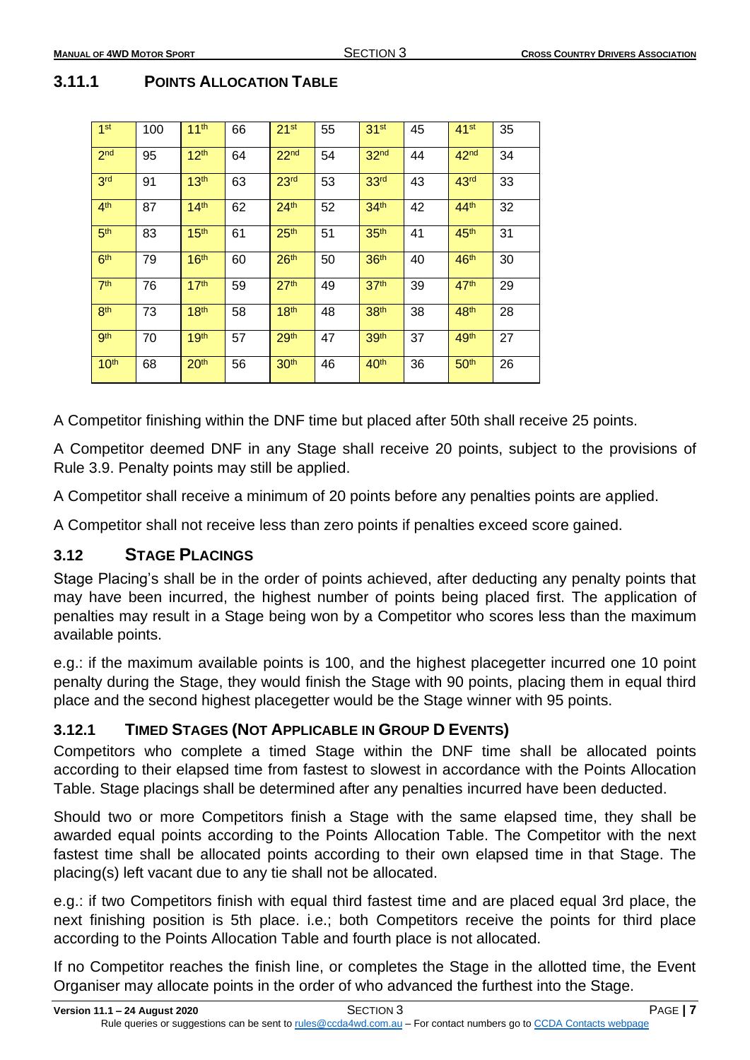### 3.11.1 POINTS ALLOCATION TABLE

| | | | | | | | | | |
|---|---|---|---|---|---|---|---|---|---|
| 1st | 100 | 11th | 66 | 21st | 55 | 31st | 45 | 41st | 35 |
| 2nd | 95 | 12th | 64 | 22nd | 54 | 32nd | 44 | 42nd | 34 |
| 3rd | 91 | 13th | 63 | 23rd | 53 | 33rd | 43 | 43rd | 33 |
| 4th | 87 | 14th | 62 | 24th | 52 | 34th | 42 | 44th | 32 |
| 5th | 83 | 15th | 61 | 25th | 51 | 35th | 41 | 45th | 31 |
| 6th | 79 | 16th | 60 | 26th | 50 | 36th | 40 | 46th | 30 |
| 7th | 76 | 17th | 59 | 27th | 49 | 37th | 39 | 47th | 29 |
| 8th | 73 | 18th | 58 | 18th | 48 | 38th | 38 | 48th | 28 |
| 9th | 70 | 19th | 57 | 29th | 47 | 39th | 37 | 49th | 27 |
| 10th | 68 | 20th | 56 | 30th | 46 | 40th | 36 | 50th | 26 |

A Competitor finishing within the DNF time but placed after 50th shall receive 25 points.

A Competitor deemed DNF in any Stage shall receive 20 points, subject to the provisions of Rule 3.9. Penalty points may still be applied.

A Competitor shall receive a minimum of 20 points before any penalties points are applied.

A Competitor shall not receive less than zero points if penalties exceed score gained.

## 3.12 STAGE PLACINGS

Stage Placing's shall be in the order of points achieved, after deducting any penalty points that may have been incurred, the highest number of points being placed first. The application of penalties may result in a Stage being won by a Competitor who scores less than the maximum available points.

e.g.: if the maximum available points is 100, and the highest placegetter incurred one 10 point penalty during the Stage, they would finish the Stage with 90 points, placing them in equal third place and the second highest placegetter would be the Stage winner with 95 points.

### 3.12.1 TIMED STAGES (NOT APPLICABLE IN GROUP D EVENTS)

Competitors who complete a timed Stage within the DNF time shall be allocated points according to their elapsed time from fastest to slowest in accordance with the Points Allocation Table. Stage placings shall be determined after any penalties incurred have been deducted.

Should two or more Competitors finish a Stage with the same elapsed time, they shall be awarded equal points according to the Points Allocation Table. The Competitor with the next fastest time shall be allocated points according to their own elapsed time in that Stage. The placing(s) left vacant due to any tie shall not be allocated.

e.g.: if two Competitors finish with equal third fastest time and are placed equal 3rd place, the next finishing position is 5th place. i.e.; both Competitors receive the points for third place according to the Points Allocation Table and fourth place is not allocated.

If no Competitor reaches the finish line, or completes the Stage in the allotted time, the Event Organiser may allocate points in the order of who advanced the furthest into the Stage.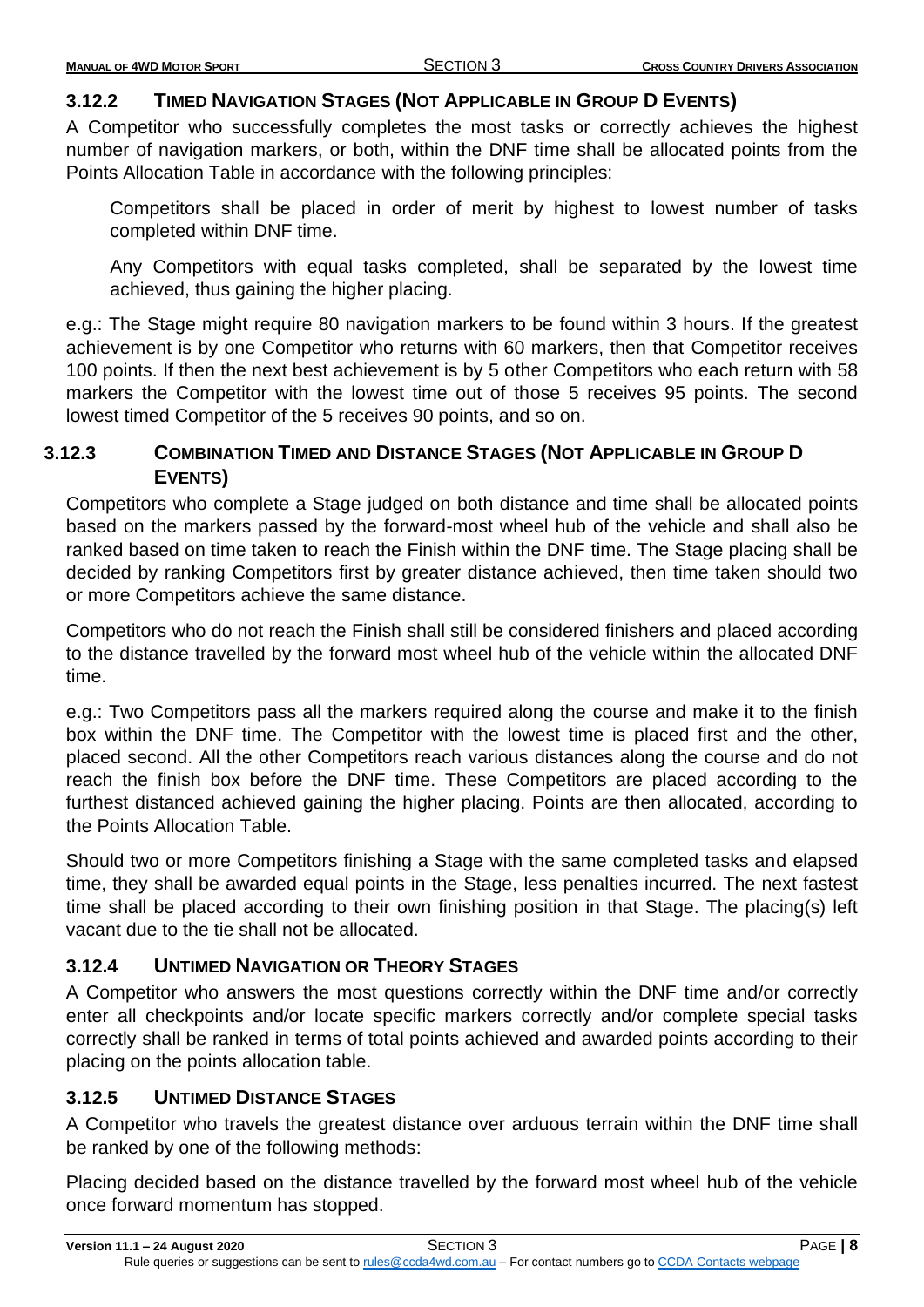### 3.12.2 Timed Navigation Stages (Not Applicable in Group D Events)

A Competitor who successfully completes the most tasks or correctly achieves the highest number of navigation markers, or both, within the DNF time shall be allocated points from the Points Allocation Table in accordance with the following principles:

> Competitors shall be placed in order of merit by highest to lowest number of tasks completed within DNF time.
>
> Any Competitors with equal tasks completed, shall be separated by the lowest time achieved, thus gaining the higher placing.

e.g.: The Stage might require 80 navigation markers to be found within 3 hours. If the greatest achievement is by one Competitor who returns with 60 markers, then that Competitor receives 100 points. If then the next best achievement is by 5 other Competitors who each return with 58 markers the Competitor with the lowest time out of those 5 receives 95 points. The second lowest timed Competitor of the 5 receives 90 points, and so on.

### 3.12.3 Combination Timed and Distance Stages (Not Applicable in Group D Events)

Competitors who complete a Stage judged on both distance and time shall be allocated points based on the markers passed by the forward-most wheel hub of the vehicle and shall also be ranked based on time taken to reach the Finish within the DNF time. The Stage placing shall be decided by ranking Competitors first by greater distance achieved, then time taken should two or more Competitors achieve the same distance.

Competitors who do not reach the Finish shall still be considered finishers and placed according to the distance travelled by the forward most wheel hub of the vehicle within the allocated DNF time.

e.g.: Two Competitors pass all the markers required along the course and make it to the finish box within the DNF time. The Competitor with the lowest time is placed first and the other, placed second. All the other Competitors reach various distances along the course and do not reach the finish box before the DNF time. These Competitors are placed according to the furthest distanced achieved gaining the higher placing. Points are then allocated, according to the Points Allocation Table.

Should two or more Competitors finishing a Stage with the same completed tasks and elapsed time, they shall be awarded equal points in the Stage, less penalties incurred. The next fastest time shall be placed according to their own finishing position in that Stage. The placing(s) left vacant due to the tie shall not be allocated.

### 3.12.4 Untimed Navigation or Theory Stages

A Competitor who answers the most questions correctly within the DNF time and/or correctly enter all checkpoints and/or locate specific markers correctly and/or complete special tasks correctly shall be ranked in terms of total points achieved and awarded points according to their placing on the points allocation table.

### 3.12.5 Untimed Distance Stages

A Competitor who travels the greatest distance over arduous terrain within the DNF time shall be ranked by one of the following methods:

Placing decided based on the distance travelled by the forward most wheel hub of the vehicle once forward momentum has stopped.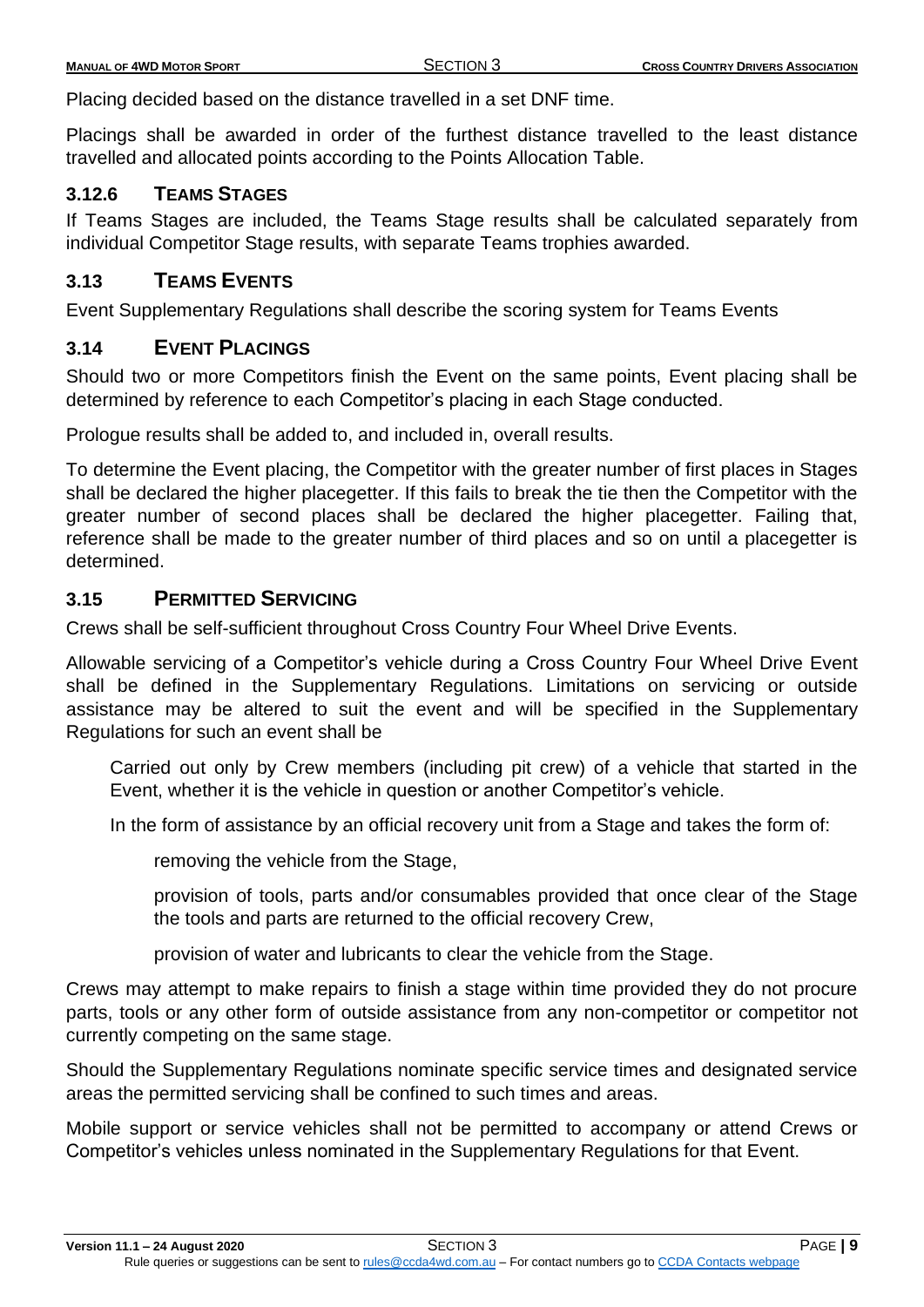Placing decided based on the distance travelled in a set DNF time.

Placings shall be awarded in order of the furthest distance travelled to the least distance travelled and allocated points according to the Points Allocation Table.

### 3.12.6 TEAMS STAGES

If Teams Stages are included, the Teams Stage results shall be calculated separately from individual Competitor Stage results, with separate Teams trophies awarded.

## 3.13 TEAMS EVENTS

Event Supplementary Regulations shall describe the scoring system for Teams Events

## 3.14 EVENT PLACINGS

Should two or more Competitors finish the Event on the same points, Event placing shall be determined by reference to each Competitor's placing in each Stage conducted.

Prologue results shall be added to, and included in, overall results.

To determine the Event placing, the Competitor with the greater number of first places in Stages shall be declared the higher placegetter. If this fails to break the tie then the Competitor with the greater number of second places shall be declared the higher placegetter. Failing that, reference shall be made to the greater number of third places and so on until a placegetter is determined.

## 3.15 PERMITTED SERVICING

Crews shall be self-sufficient throughout Cross Country Four Wheel Drive Events.

Allowable servicing of a Competitor's vehicle during a Cross Country Four Wheel Drive Event shall be defined in the Supplementary Regulations. Limitations on servicing or outside assistance may be altered to suit the event and will be specified in the Supplementary Regulations for such an event shall be

Carried out only by Crew members (including pit crew) of a vehicle that started in the Event, whether it is the vehicle in question or another Competitor's vehicle.

In the form of assistance by an official recovery unit from a Stage and takes the form of:

removing the vehicle from the Stage,

provision of tools, parts and/or consumables provided that once clear of the Stage the tools and parts are returned to the official recovery Crew,

provision of water and lubricants to clear the vehicle from the Stage.

Crews may attempt to make repairs to finish a stage within time provided they do not procure parts, tools or any other form of outside assistance from any non-competitor or competitor not currently competing on the same stage.

Should the Supplementary Regulations nominate specific service times and designated service areas the permitted servicing shall be confined to such times and areas.

Mobile support or service vehicles shall not be permitted to accompany or attend Crews or Competitor's vehicles unless nominated in the Supplementary Regulations for that Event.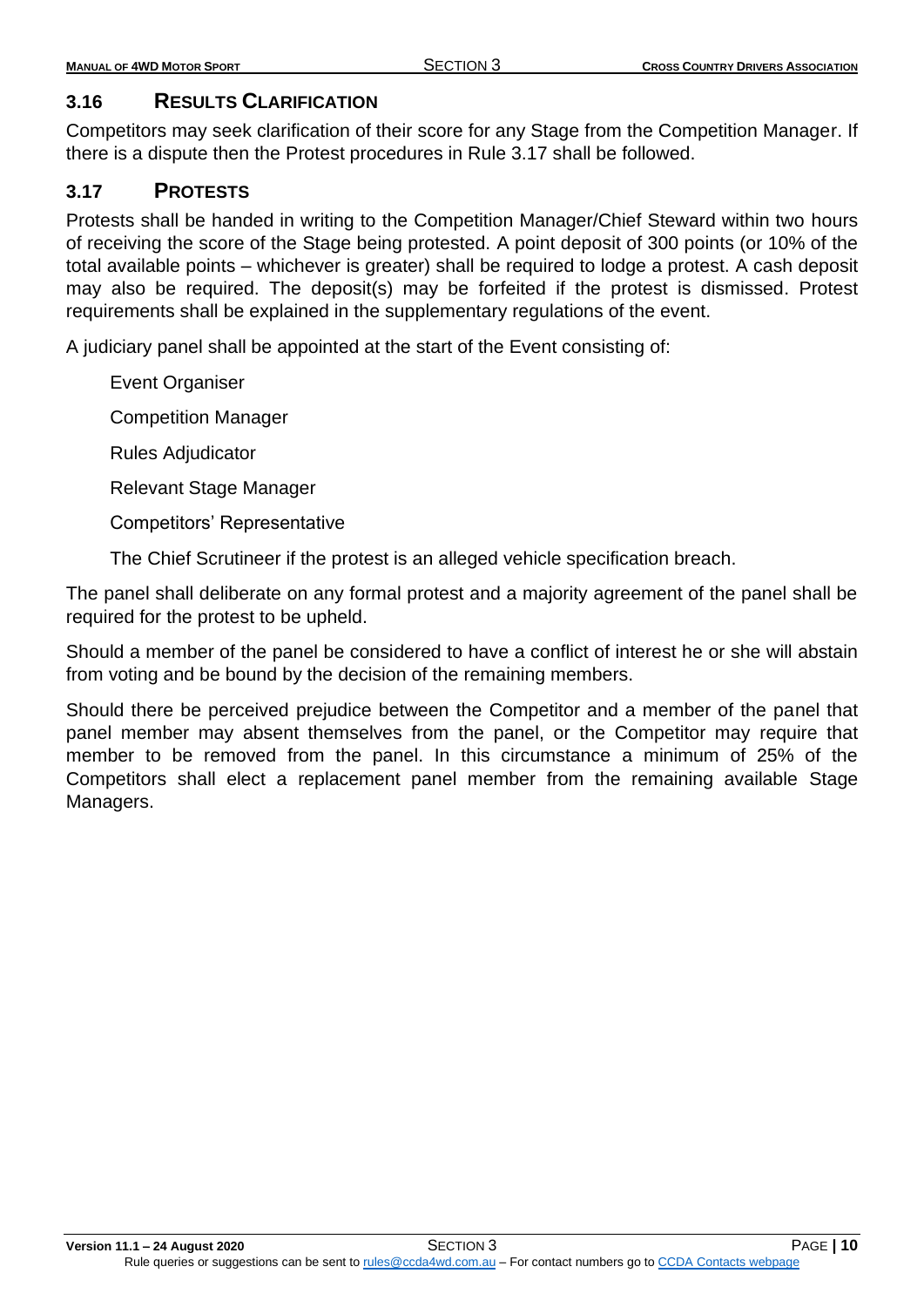## 3.16 RESULTS CLARIFICATION

Competitors may seek clarification of their score for any Stage from the Competition Manager. If there is a dispute then the Protest procedures in Rule 3.17 shall be followed.

## 3.17 PROTESTS

Protests shall be handed in writing to the Competition Manager/Chief Steward within two hours of receiving the score of the Stage being protested. A point deposit of 300 points (or 10% of the total available points – whichever is greater) shall be required to lodge a protest. A cash deposit may also be required. The deposit(s) may be forfeited if the protest is dismissed. Protest requirements shall be explained in the supplementary regulations of the event.

A judiciary panel shall be appointed at the start of the Event consisting of:

- Event Organiser
- Competition Manager
- Rules Adjudicator
- Relevant Stage Manager
- Competitors' Representative
- The Chief Scrutineer if the protest is an alleged vehicle specification breach.

The panel shall deliberate on any formal protest and a majority agreement of the panel shall be required for the protest to be upheld.

Should a member of the panel be considered to have a conflict of interest he or she will abstain from voting and be bound by the decision of the remaining members.

Should there be perceived prejudice between the Competitor and a member of the panel that panel member may absent themselves from the panel, or the Competitor may require that member to be removed from the panel. In this circumstance a minimum of 25% of the Competitors shall elect a replacement panel member from the remaining available Stage Managers.